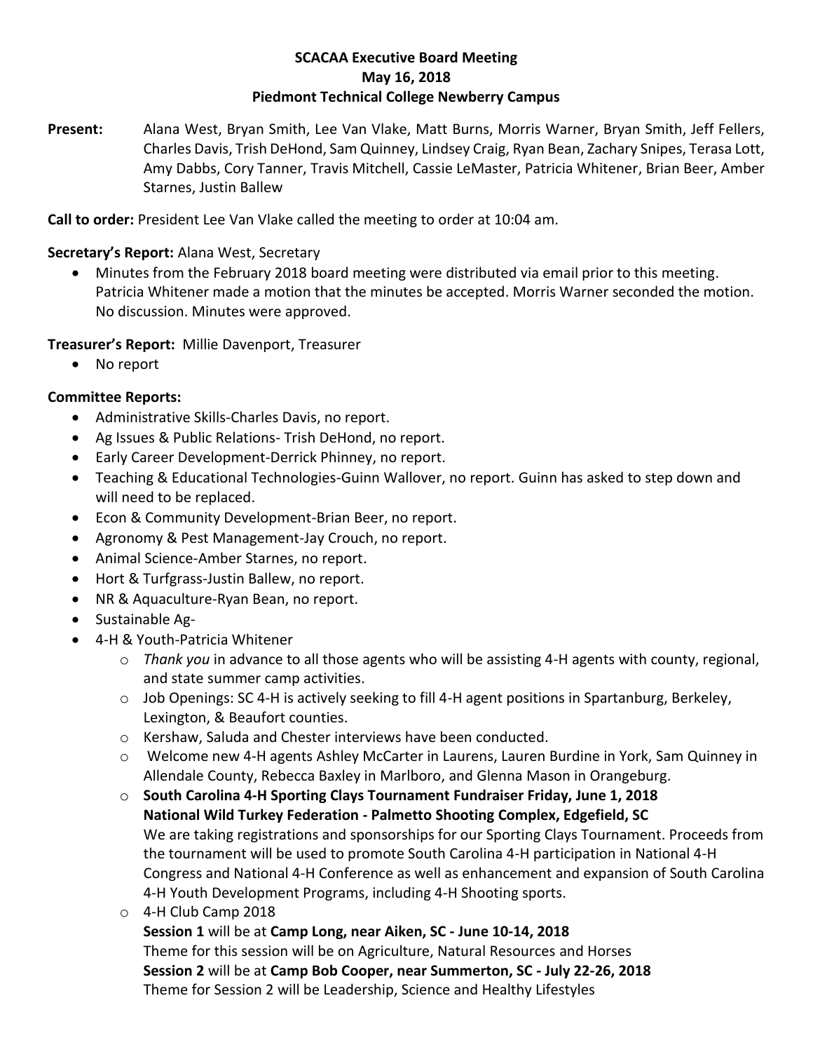**SCACAA Executive Board Meeting**
**May 16, 2018**
**Piedmont Technical College Newberry Campus**

**Present:** Alana West, Bryan Smith, Lee Van Vlake, Matt Burns, Morris Warner, Bryan Smith, Jeff Fellers, Charles Davis, Trish DeHond, Sam Quinney, Lindsey Craig, Ryan Bean, Zachary Snipes, Terasa Lott, Amy Dabbs, Cory Tanner, Travis Mitchell, Cassie LeMaster, Patricia Whitener, Brian Beer, Amber Starnes, Justin Ballew

**Call to order:** President Lee Van Vlake called the meeting to order at 10:04 am.

**Secretary's Report:** Alana West, Secretary

- Minutes from the February 2018 board meeting were distributed via email prior to this meeting. Patricia Whitener made a motion that the minutes be accepted. Morris Warner seconded the motion. No discussion. Minutes were approved.

**Treasurer's Report:** Millie Davenport, Treasurer

- No report

**Committee Reports:**

- Administrative Skills-Charles Davis, no report.
- Ag Issues & Public Relations- Trish DeHond, no report.
- Early Career Development-Derrick Phinney, no report.
- Teaching & Educational Technologies-Guinn Wallover, no report. Guinn has asked to step down and will need to be replaced.
- Econ & Community Development-Brian Beer, no report.
- Agronomy & Pest Management-Jay Crouch, no report.
- Animal Science-Amber Starnes, no report.
- Hort & Turfgrass-Justin Ballew, no report.
- NR & Aquaculture-Ryan Bean, no report.
- Sustainable Ag-
- 4-H & Youth-Patricia Whitener
    - *Thank you* in advance to all those agents who will be assisting 4-H agents with county, regional, and state summer camp activities.
    - Job Openings: SC 4-H is actively seeking to fill 4-H agent positions in Spartanburg, Berkeley, Lexington, & Beaufort counties.
    - Kershaw, Saluda and Chester interviews have been conducted.
    - Welcome new 4-H agents Ashley McCarter in Laurens, Lauren Burdine in York, Sam Quinney in Allendale County, Rebecca Baxley in Marlboro, and Glenna Mason in Orangeburg.
    - **South Carolina 4-H Sporting Clays Tournament Fundraiser Friday, June 1, 2018**
      **National Wild Turkey Federation - Palmetto Shooting Complex, Edgefield, SC**
      We are taking registrations and sponsorships for our Sporting Clays Tournament. Proceeds from the tournament will be used to promote South Carolina 4-H participation in National 4-H Congress and National 4-H Conference as well as enhancement and expansion of South Carolina 4-H Youth Development Programs, including 4-H Shooting sports.
    - 4-H Club Camp 2018
      **Session 1** will be at **Camp Long, near Aiken, SC - June 10-14, 2018**
      Theme for this session will be on Agriculture, Natural Resources and Horses
      **Session 2** will be at **Camp Bob Cooper, near Summerton, SC - July 22-26, 2018**
      Theme for Session 2 will be Leadership, Science and Healthy Lifestyles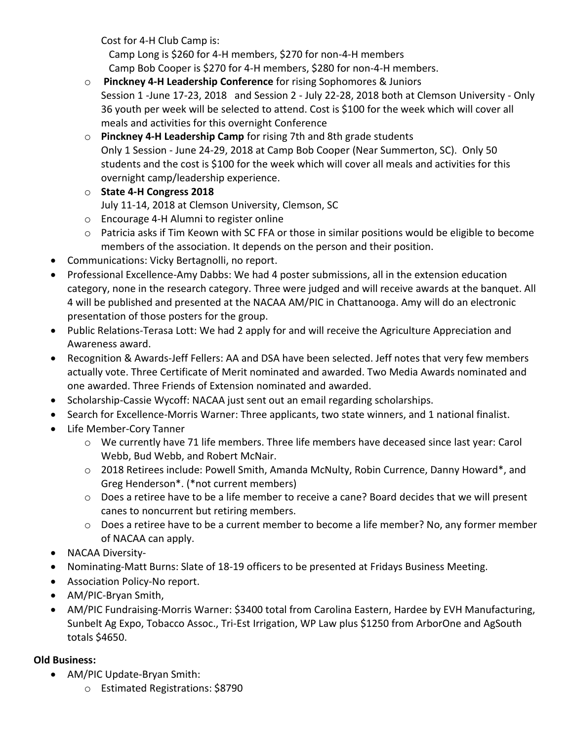Cost for 4-H Club Camp is:

Camp Long is $260 for 4-H members, $270 for non-4-H members

Camp Bob Cooper is $270 for 4-H members, $280 for non-4-H members.

  - **Pinckney 4-H Leadership Conference** for rising Sophomores & Juniors
    Session 1 -June 17-23, 2018 and Session 2 - July 22-28, 2018 both at Clemson University - Only 36 youth per week will be selected to attend. Cost is $100 for the week which will cover all meals and activities for this overnight Conference
  - **Pinckney 4-H Leadership Camp** for rising 7th and 8th grade students
    Only 1 Session - June 24-29, 2018 at Camp Bob Cooper (Near Summerton, SC). Only 50 students and the cost is $100 for the week which will cover all meals and activities for this overnight camp/leadership experience.
  - **State 4-H Congress 2018**
    July 11-14, 2018 at Clemson University, Clemson, SC
  - Encourage 4-H Alumni to register online
  - Patricia asks if Tim Keown with SC FFA or those in similar positions would be eligible to become members of the association. It depends on the person and their position.
- Communications: Vicky Bertagnolli, no report.
- Professional Excellence-Amy Dabbs: We had 4 poster submissions, all in the extension education category, none in the research category. Three were judged and will receive awards at the banquet. All 4 will be published and presented at the NACAA AM/PIC in Chattanooga. Amy will do an electronic presentation of those posters for the group.
- Public Relations-Terasa Lott: We had 2 apply for and will receive the Agriculture Appreciation and Awareness award.
- Recognition & Awards-Jeff Fellers: AA and DSA have been selected. Jeff notes that very few members actually vote. Three Certificate of Merit nominated and awarded. Two Media Awards nominated and one awarded. Three Friends of Extension nominated and awarded.
- Scholarship-Cassie Wycoff: NACAA just sent out an email regarding scholarships.
- Search for Excellence-Morris Warner: Three applicants, two state winners, and 1 national finalist.
- Life Member-Cory Tanner
  - We currently have 71 life members. Three life members have deceased since last year: Carol Webb, Bud Webb, and Robert McNair.
  - 2018 Retirees include: Powell Smith, Amanda McNulty, Robin Currence, Danny Howard*, and Greg Henderson*. (*not current members)
  - Does a retiree have to be a life member to receive a cane? Board decides that we will present canes to noncurrent but retiring members.
  - Does a retiree have to be a current member to become a life member? No, any former member of NACAA can apply.
- NACAA Diversity-
- Nominating-Matt Burns: Slate of 18-19 officers to be presented at Fridays Business Meeting.
- Association Policy-No report.
- AM/PIC-Bryan Smith,
- AM/PIC Fundraising-Morris Warner: $3400 total from Carolina Eastern, Hardee by EVH Manufacturing, Sunbelt Ag Expo, Tobacco Assoc., Tri-Est Irrigation, WP Law plus $1250 from ArborOne and AgSouth totals $4650.

**Old Business:**

- AM/PIC Update-Bryan Smith:
  - Estimated Registrations: $8790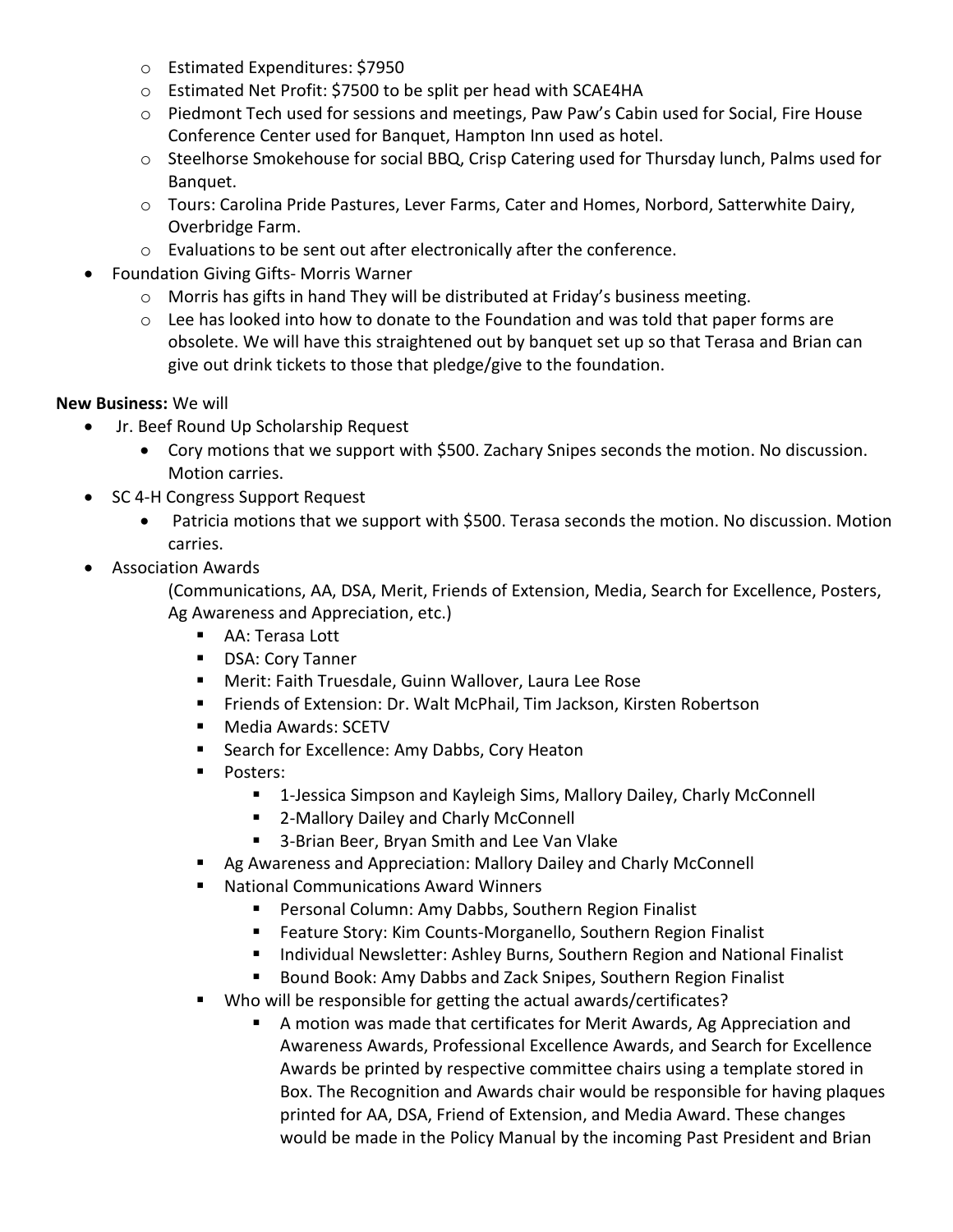- Estimated Expenditures: $7950
   - Estimated Net Profit: $7500 to be split per head with SCAE4HA
   - Piedmont Tech used for sessions and meetings, Paw Paw's Cabin used for Social, Fire House Conference Center used for Banquet, Hampton Inn used as hotel.
   - Steelhorse Smokehouse for social BBQ, Crisp Catering used for Thursday lunch, Palms used for Banquet.
   - Tours: Carolina Pride Pastures, Lever Farms, Cater and Homes, Norbord, Satterwhite Dairy, Overbridge Farm.
   - Evaluations to be sent out after electronically after the conference.
- Foundation Giving Gifts- Morris Warner
   - Morris has gifts in hand They will be distributed at Friday's business meeting.
   - Lee has looked into how to donate to the Foundation and was told that paper forms are obsolete. We will have this straightened out by banquet set up so that Terasa and Brian can give out drink tickets to those that pledge/give to the foundation.

**New Business:** We will

- Jr. Beef Round Up Scholarship Request
   - Cory motions that we support with $500. Zachary Snipes seconds the motion. No discussion. Motion carries.
- SC 4-H Congress Support Request
   - Patricia motions that we support with $500. Terasa seconds the motion. No discussion. Motion carries.
- Association Awards

  (Communications, AA, DSA, Merit, Friends of Extension, Media, Search for Excellence, Posters, Ag Awareness and Appreciation, etc.)
   - AA: Terasa Lott
   - DSA: Cory Tanner
   - Merit: Faith Truesdale, Guinn Wallover, Laura Lee Rose
   - Friends of Extension: Dr. Walt McPhail, Tim Jackson, Kirsten Robertson
   - Media Awards: SCETV
   - Search for Excellence: Amy Dabbs, Cory Heaton
   - Posters:
      - 1-Jessica Simpson and Kayleigh Sims, Mallory Dailey, Charly McConnell
      - 2-Mallory Dailey and Charly McConnell
      - 3-Brian Beer, Bryan Smith and Lee Van Vlake
   - Ag Awareness and Appreciation: Mallory Dailey and Charly McConnell
   - National Communications Award Winners
      - Personal Column: Amy Dabbs, Southern Region Finalist
      - Feature Story: Kim Counts-Morganello, Southern Region Finalist
      - Individual Newsletter: Ashley Burns, Southern Region and National Finalist
      - Bound Book: Amy Dabbs and Zack Snipes, Southern Region Finalist
   - Who will be responsible for getting the actual awards/certificates?
      - A motion was made that certificates for Merit Awards, Ag Appreciation and Awareness Awards, Professional Excellence Awards, and Search for Excellence Awards be printed by respective committee chairs using a template stored in Box. The Recognition and Awards chair would be responsible for having plaques printed for AA, DSA, Friend of Extension, and Media Award. These changes would be made in the Policy Manual by the incoming Past President and Brian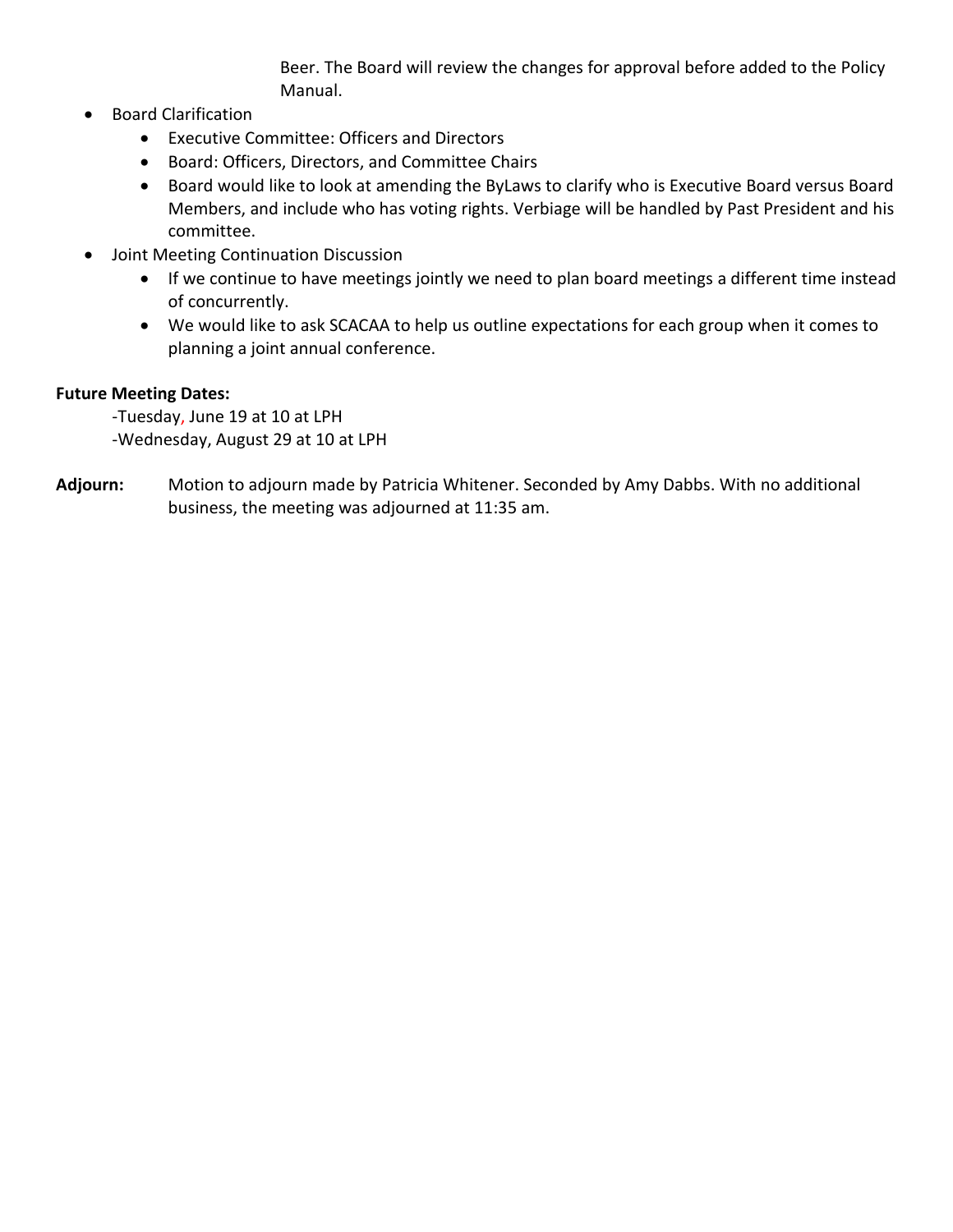Beer. The Board will review the changes for approval before added to the Policy Manual.

- Board Clarification
  - Executive Committee: Officers and Directors
  - Board: Officers, Directors, and Committee Chairs
  - Board would like to look at amending the ByLaws to clarify who is Executive Board versus Board Members, and include who has voting rights. Verbiage will be handled by Past President and his committee.
- Joint Meeting Continuation Discussion
  - If we continue to have meetings jointly we need to plan board meetings a different time instead of concurrently.
  - We would like to ask SCACAA to help us outline expectations for each group when it comes to planning a joint annual conference.

**Future Meeting Dates:**

-Tuesday, June 19 at 10 at LPH
-Wednesday, August 29 at 10 at LPH

**Adjourn:** Motion to adjourn made by Patricia Whitener. Seconded by Amy Dabbs. With no additional business, the meeting was adjourned at 11:35 am.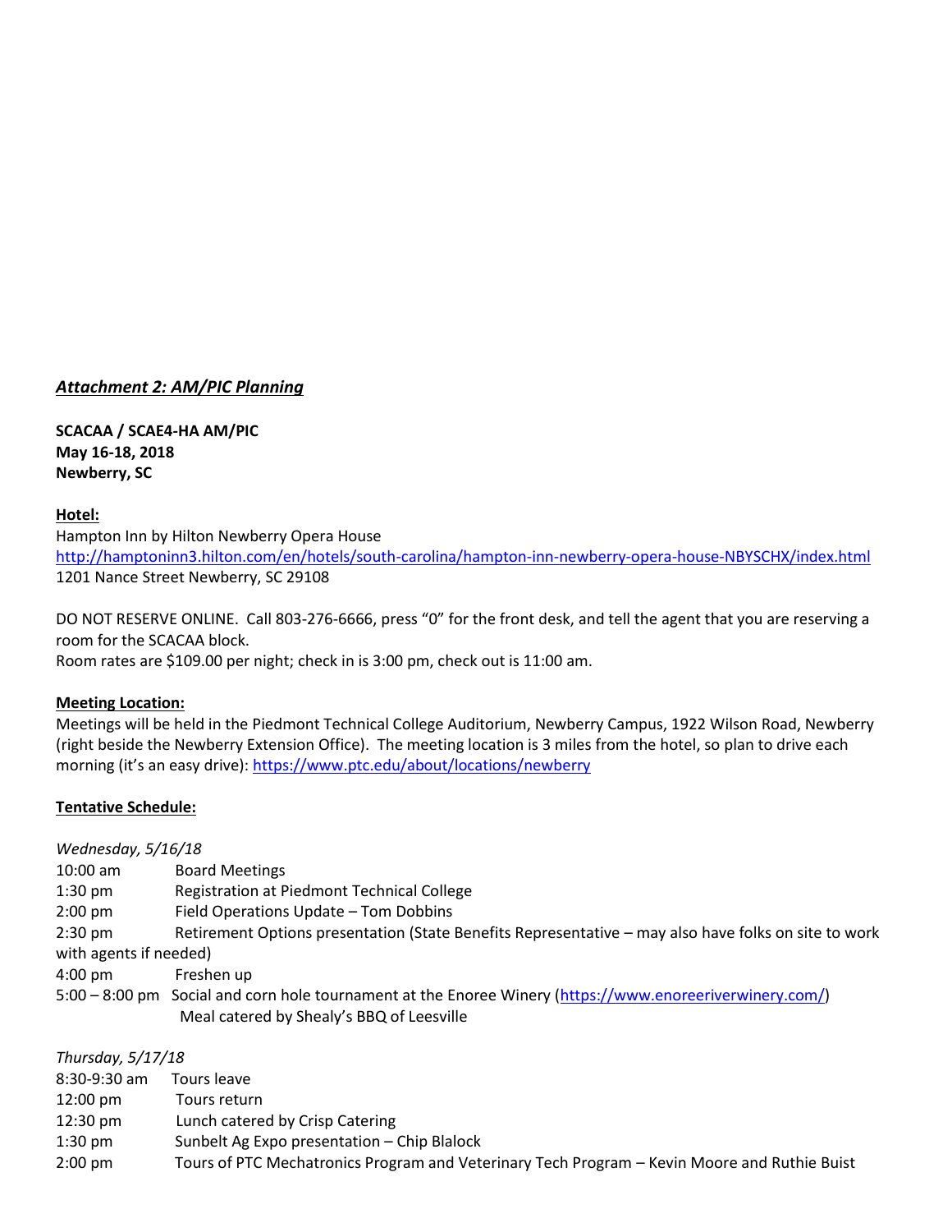## *Attachment 2: AM/PIC Planning*

**SCACAA / SCAE4-HA AM/PIC**
**May 16-18, 2018**
**Newberry, SC**

**Hotel:**

Hampton Inn by Hilton Newberry Opera House
http://hamptoninn3.hilton.com/en/hotels/south-carolina/hampton-inn-newberry-opera-house-NBYSCHX/index.html
1201 Nance Street Newberry, SC 29108

DO NOT RESERVE ONLINE. Call 803-276-6666, press "0" for the front desk, and tell the agent that you are reserving a room for the SCACAA block.
Room rates are $109.00 per night; check in is 3:00 pm, check out is 11:00 am.

**Meeting Location:**

Meetings will be held in the Piedmont Technical College Auditorium, Newberry Campus, 1922 Wilson Road, Newberry (right beside the Newberry Extension Office). The meeting location is 3 miles from the hotel, so plan to drive each morning (it's an easy drive): https://www.ptc.edu/about/locations/newberry

**Tentative Schedule:**

*Wednesday, 5/16/18*

10:00 am Board Meetings
1:30 pm Registration at Piedmont Technical College
2:00 pm Field Operations Update – Tom Dobbins
2:30 pm Retirement Options presentation (State Benefits Representative – may also have folks on site to work with agents if needed)
4:00 pm Freshen up
5:00 – 8:00 pm Social and corn hole tournament at the Enoree Winery (https://www.enoreeriverwinery.com/)
Meal catered by Shealy's BBQ of Leesville

*Thursday, 5/17/18*

8:30-9:30 am Tours leave
12:00 pm Tours return
12:30 pm Lunch catered by Crisp Catering
1:30 pm Sunbelt Ag Expo presentation – Chip Blalock
2:00 pm Tours of PTC Mechatronics Program and Veterinary Tech Program – Kevin Moore and Ruthie Buist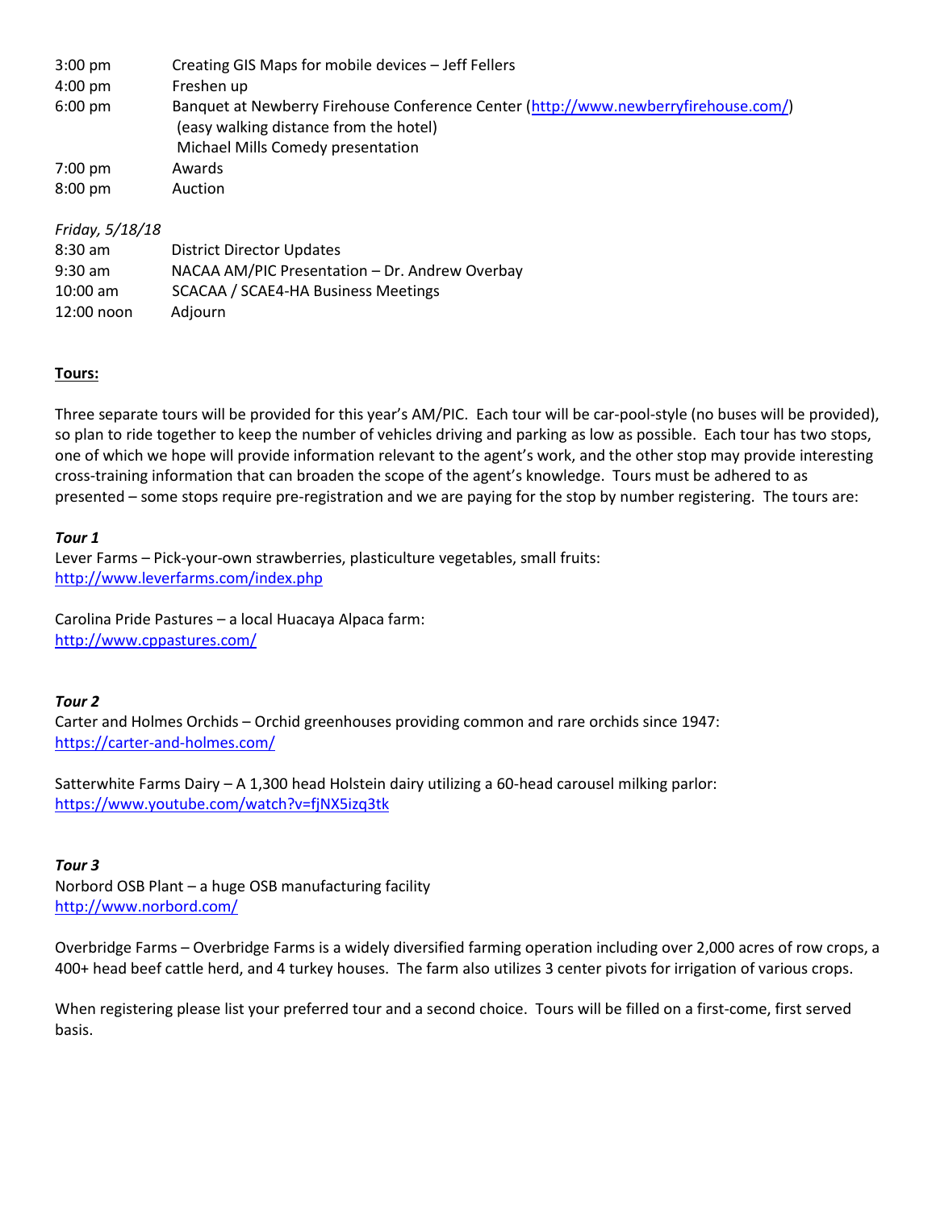3:00 pm Creating GIS Maps for mobile devices – Jeff Fellers
4:00 pm Freshen up
6:00 pm Banquet at Newberry Firehouse Conference Center (http://www.newberryfirehouse.com/)
(easy walking distance from the hotel)
Michael Mills Comedy presentation
7:00 pm Awards
8:00 pm Auction

*Friday, 5/18/18*

8:30 am District Director Updates
9:30 am NACAA AM/PIC Presentation – Dr. Andrew Overbay
10:00 am SCACAA / SCAE4-HA Business Meetings
12:00 noon Adjourn

**Tours:**

Three separate tours will be provided for this year's AM/PIC. Each tour will be car-pool-style (no buses will be provided), so plan to ride together to keep the number of vehicles driving and parking as low as possible. Each tour has two stops, one of which we hope will provide information relevant to the agent's work, and the other stop may provide interesting cross-training information that can broaden the scope of the agent's knowledge. Tours must be adhered to as presented – some stops require pre-registration and we are paying for the stop by number registering. The tours are:

***Tour 1***

Lever Farms – Pick-your-own strawberries, plasticulture vegetables, small fruits:
http://www.leverfarms.com/index.php

Carolina Pride Pastures – a local Huacaya Alpaca farm:
http://www.cppastures.com/

***Tour 2***

Carter and Holmes Orchids – Orchid greenhouses providing common and rare orchids since 1947:
https://carter-and-holmes.com/

Satterwhite Farms Dairy – A 1,300 head Holstein dairy utilizing a 60-head carousel milking parlor:
https://www.youtube.com/watch?v=fjNX5izq3tk

***Tour 3***

Norbord OSB Plant – a huge OSB manufacturing facility
http://www.norbord.com/

Overbridge Farms – Overbridge Farms is a widely diversified farming operation including over 2,000 acres of row crops, a 400+ head beef cattle herd, and 4 turkey houses. The farm also utilizes 3 center pivots for irrigation of various crops.

When registering please list your preferred tour and a second choice. Tours will be filled on a first-come, first served basis.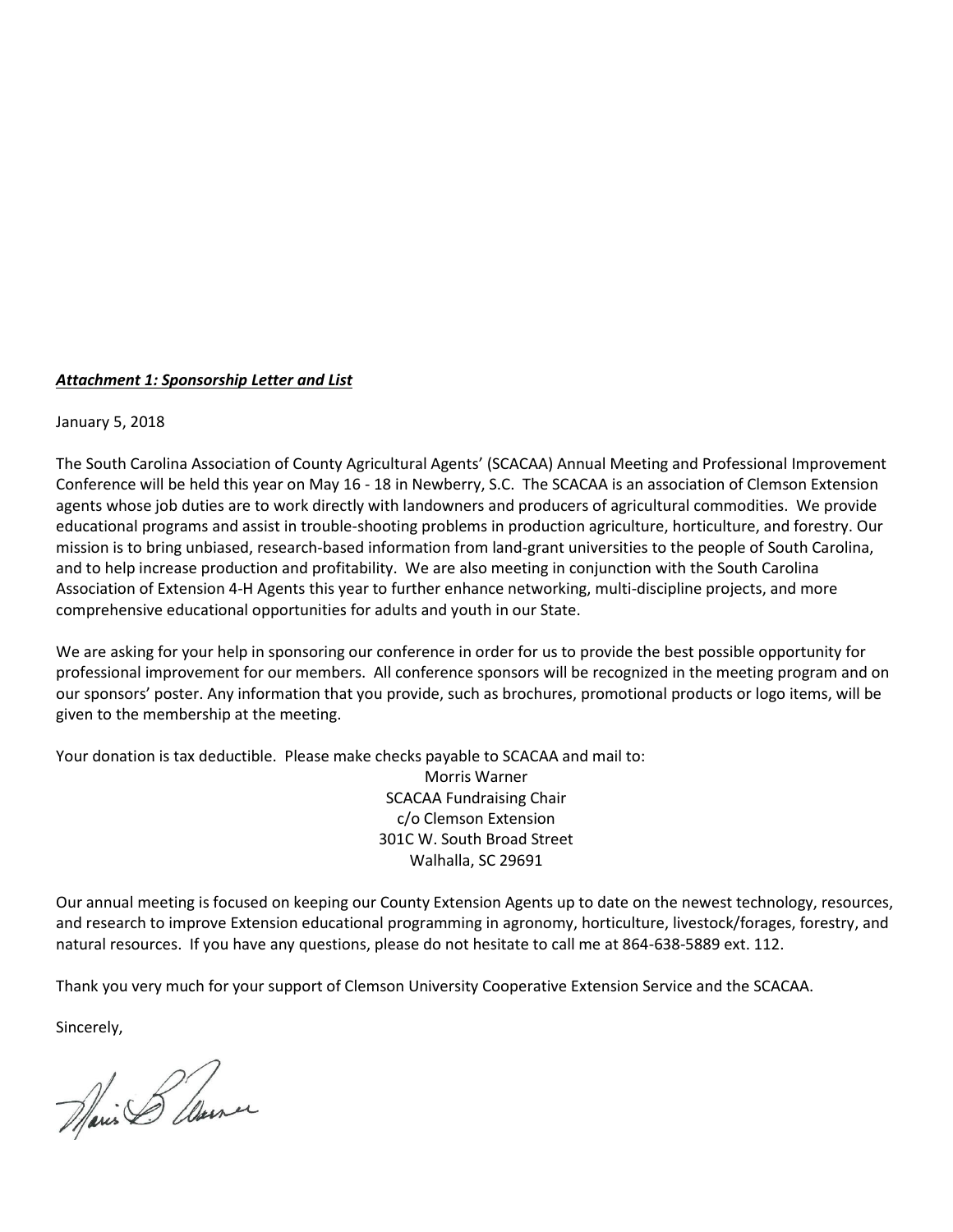***Attachment 1: Sponsorship Letter and List***

January 5, 2018

The South Carolina Association of County Agricultural Agents' (SCACAA) Annual Meeting and Professional Improvement Conference will be held this year on May 16 - 18 in Newberry, S.C. The SCACAA is an association of Clemson Extension agents whose job duties are to work directly with landowners and producers of agricultural commodities. We provide educational programs and assist in trouble-shooting problems in production agriculture, horticulture, and forestry. Our mission is to bring unbiased, research-based information from land-grant universities to the people of South Carolina, and to help increase production and profitability. We are also meeting in conjunction with the South Carolina Association of Extension 4-H Agents this year to further enhance networking, multi-discipline projects, and more comprehensive educational opportunities for adults and youth in our State.

We are asking for your help in sponsoring our conference in order for us to provide the best possible opportunity for professional improvement for our members. All conference sponsors will be recognized in the meeting program and on our sponsors' poster. Any information that you provide, such as brochures, promotional products or logo items, will be given to the membership at the meeting.

Your donation is tax deductible. Please make checks payable to SCACAA and mail to:

Morris Warner
SCACAA Fundraising Chair
c/o Clemson Extension
301C W. South Broad Street
Walhalla, SC 29691

Our annual meeting is focused on keeping our County Extension Agents up to date on the newest technology, resources, and research to improve Extension educational programming in agronomy, horticulture, livestock/forages, forestry, and natural resources. If you have any questions, please do not hesitate to call me at 864-638-5889 ext. 112.

Thank you very much for your support of Clemson University Cooperative Extension Service and the SCACAA.

Sincerely,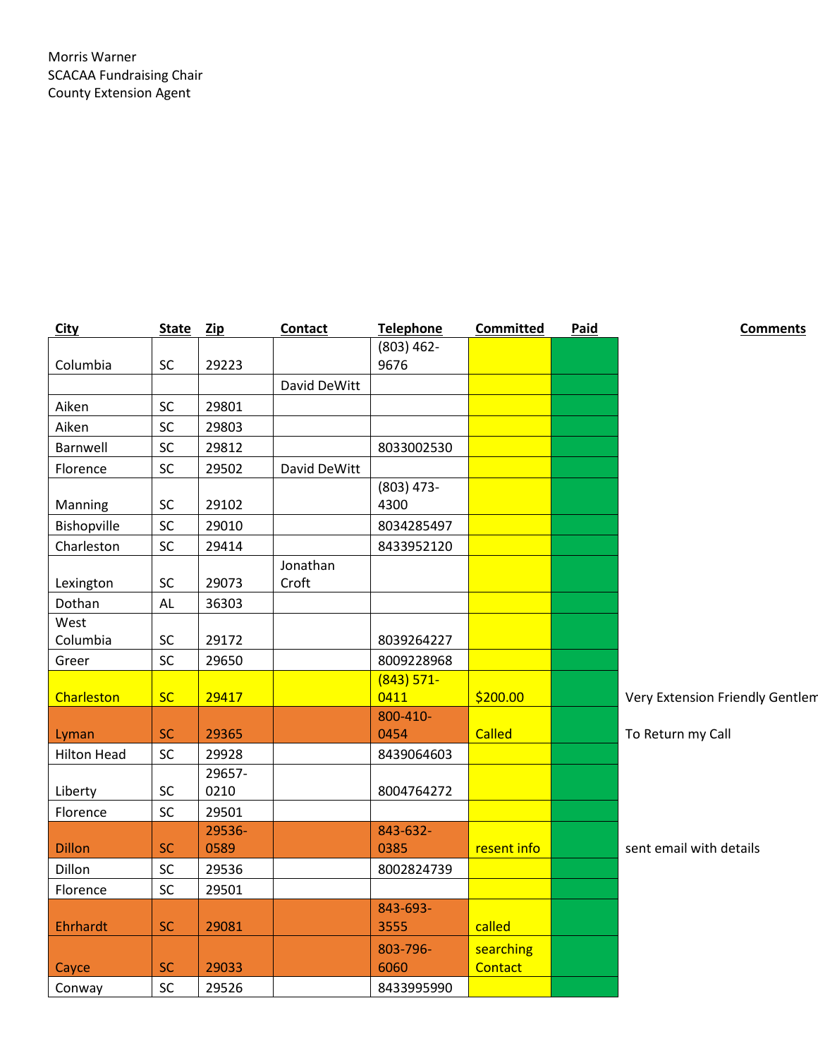Morris Warner
SCACAA Fundraising Chair
County Extension Agent

| City | State | Zip | Contact | Telephone | Committed | Paid | Comments |
|---|---|---|---|---|---|---|---|
| Columbia | SC | 29223 | | (803) 462-9676 | | | |
| | | | David DeWitt | | | | |
| Aiken | SC | 29801 | | | | | |
| Aiken | SC | 29803 | | | | | |
| Barnwell | SC | 29812 | | 8033002530 | | | |
| Florence | SC | 29502 | David DeWitt | | | | |
| Manning | SC | 29102 | | (803) 473-4300 | | | |
| Bishopville | SC | 29010 | | 8034285497 | | | |
| Charleston | SC | 29414 | | 8433952120 | | | |
| Lexington | SC | 29073 | Jonathan Croft | | | | |
| Dothan | AL | 36303 | | | | | |
| West Columbia | SC | 29172 | | 8039264227 | | | |
| Greer | SC | 29650 | | 8009228968 | | | |
| Charleston | SC | 29417 | | (843) 571-0411 | $200.00 | | Very Extension Friendly Gentlem |
| Lyman | SC | 29365 | | 800-410-0454 | Called | | To Return my Call |
| Hilton Head | SC | 29928 | | 8439064603 | | | |
| Liberty | SC | 29657-0210 | | 8004764272 | | | |
| Florence | SC | 29501 | | | | | |
| Dillon | SC | 29536-0589 | | 843-632-0385 | resent info | | sent email with details |
| Dillon | SC | 29536 | | 8002824739 | | | |
| Florence | SC | 29501 | | | | | |
| Ehrhardt | SC | 29081 | | 843-693-3555 | called | | |
| Cayce | SC | 29033 | | 803-796-6060 | searching Contact | | |
| Conway | SC | 29526 | | 8433995990 | | | |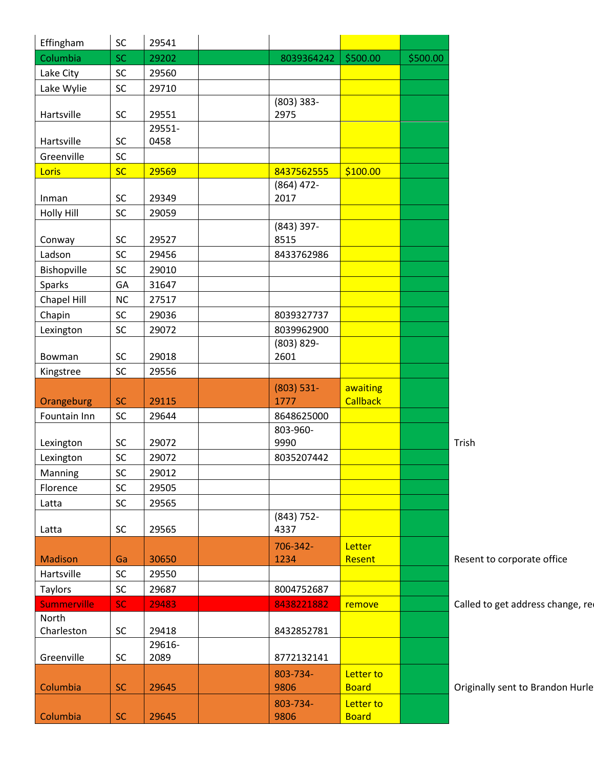| | | | | | | | |
|---|---|---|---|---|---|---|---|
| Effingham | SC | 29541 | | | | | |
| Columbia | SC | 29202 | | 8039364242 | $500.00 | $500.00 | |
| Lake City | SC | 29560 | | | | | |
| Lake Wylie | SC | 29710 | | | | | |
| Hartsville | SC | 29551 | | (803) 383-2975 | | | |
| Hartsville | SC | 29551-0458 | | | | | |
| Greenville | SC | | | | | | |
| Loris | SC | 29569 | | 8437562555 | $100.00 | | |
| Inman | SC | 29349 | | (864) 472-2017 | | | |
| Holly Hill | SC | 29059 | | | | | |
| Conway | SC | 29527 | | (843) 397-8515 | | | |
| Ladson | SC | 29456 | | 8433762986 | | | |
| Bishopville | SC | 29010 | | | | | |
| Sparks | GA | 31647 | | | | | |
| Chapel Hill | NC | 27517 | | | | | |
| Chapin | SC | 29036 | | 8039327737 | | | |
| Lexington | SC | 29072 | | 8039962900 | | | |
| Bowman | SC | 29018 | | (803) 829-2601 | | | |
| Kingstree | SC | 29556 | | | | | |
| Orangeburg | SC | 29115 | | (803) 531-1777 | awaiting Callback | | |
| Fountain Inn | SC | 29644 | | 8648625000 | | | |
| Lexington | SC | 29072 | | 803-960-9990 | | | Trish |
| Lexington | SC | 29072 | | 8035207442 | | | |
| Manning | SC | 29012 | | | | | |
| Florence | SC | 29505 | | | | | |
| Latta | SC | 29565 | | | | | |
| Latta | SC | 29565 | | (843) 752-4337 | | | |
| Madison | Ga | 30650 | | 706-342-1234 | Letter Resent | | Resent to corporate office |
| Hartsville | SC | 29550 | | | | | |
| Taylors | SC | 29687 | | 8004752687 | | | |
| Summerville | SC | 29483 | | 8438221882 | remove | | Called to get address change, re |
| North Charleston | SC | 29418 | | 8432852781 | | | |
| Greenville | SC | 29616-2089 | | 8772132141 | | | |
| Columbia | SC | 29645 | | 803-734-9806 | Letter to Board | | Originally sent to Brandon Hurle |
| Columbia | SC | 29645 | | 803-734-9806 | Letter to Board | | |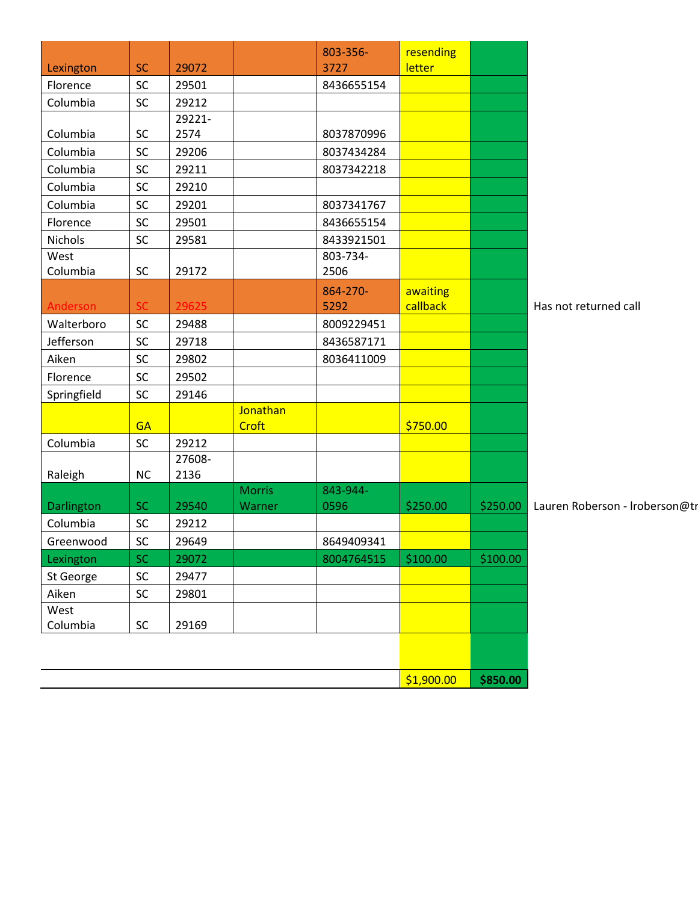| | | | | | | | |
|---|---|---|---|---|---|---|---|
| Lexington | SC | 29072 | | 803-356-3727 | resending letter | | |
| Florence | SC | 29501 | | 8436655154 | | | |
| Columbia | SC | 29212 | | | | | |
| Columbia | SC | 29221-2574 | | 8037870996 | | | |
| Columbia | SC | 29206 | | 8037434284 | | | |
| Columbia | SC | 29211 | | 8037342218 | | | |
| Columbia | SC | 29210 | | | | | |
| Columbia | SC | 29201 | | 8037341767 | | | |
| Florence | SC | 29501 | | 8436655154 | | | |
| Nichols | SC | 29581 | | 8433921501 | | | |
| West Columbia | SC | 29172 | | 803-734-2506 | | | |
| Anderson | SC | 29625 | | 864-270-5292 | awaiting callback | | Has not returned call |
| Walterboro | SC | 29488 | | 8009229451 | | | |
| Jefferson | SC | 29718 | | 8436587171 | | | |
| Aiken | SC | 29802 | | 8036411009 | | | |
| Florence | SC | 29502 | | | | | |
| Springfield | SC | 29146 | | | | | |
| | GA | | Jonathan Croft | | $750.00 | | |
| Columbia | SC | 29212 | | | | | |
| Raleigh | NC | 27608-2136 | | | | | |
| Darlington | SC | 29540 | Morris Warner | 843-944-0596 | $250.00 | $250.00 | Lauren Roberson - lroberson@tr |
| Columbia | SC | 29212 | | | | | |
| Greenwood | SC | 29649 | | 8649409341 | | | |
| Lexington | SC | 29072 | | 8004764515 | $100.00 | $100.00 | |
| St George | SC | 29477 | | | | | |
| Aiken | SC | 29801 | | | | | |
| West Columbia | SC | 29169 | | | | | |
| | | | | | | | |
| | | | | | $1,900.00 | **$850.00** | |